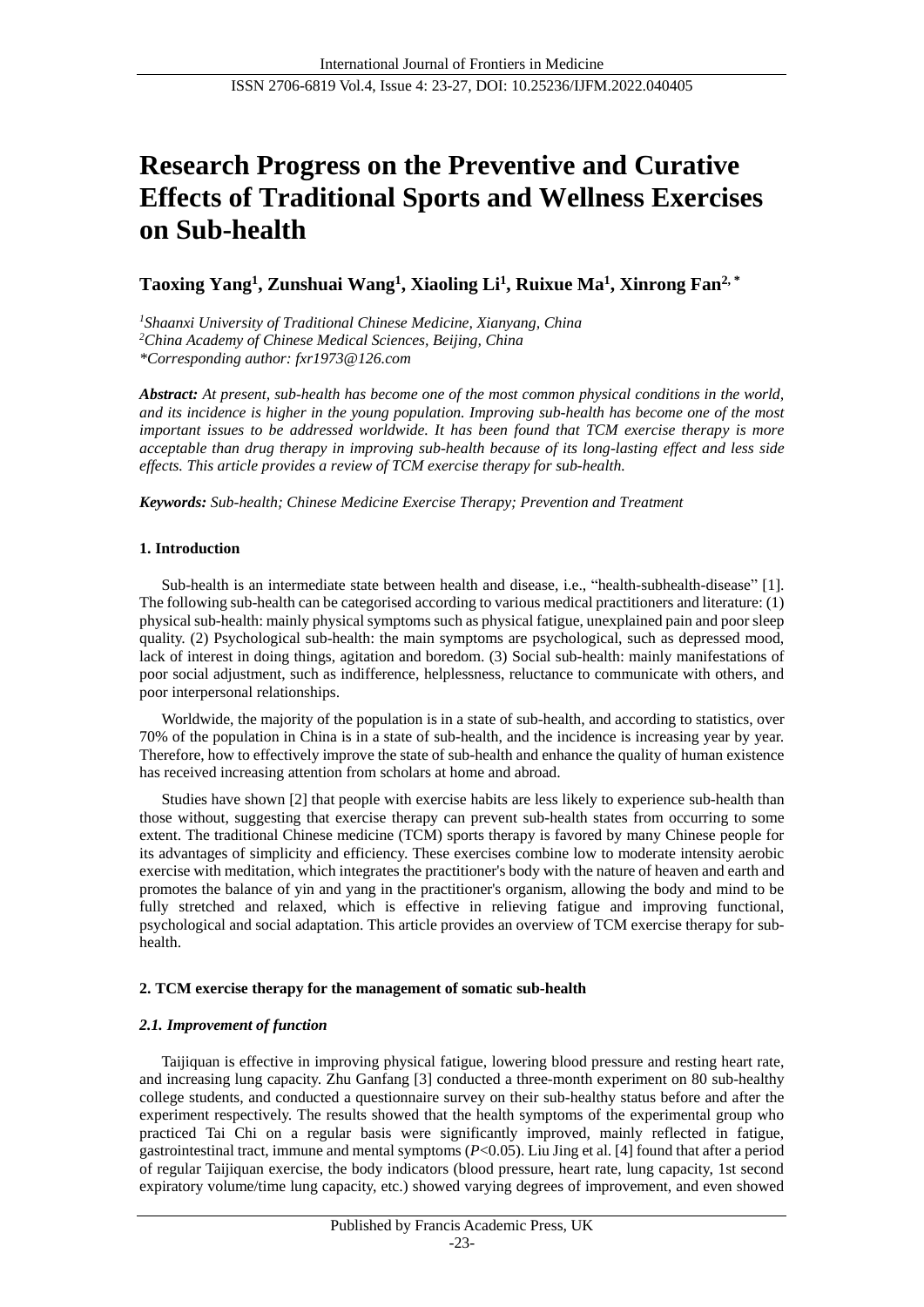# Research Progress on the Preventive and Curative Effects of Traditional Sports and Wellness Exercises on Sub-health

**Taoxing Yang[1], Zunshuai Wang[1], Xiaoling Li[1], Ruixue Ma[1], Xinrong Fan[2,*]**

[1]*Shaanxi University of Traditional Chinese Medicine, Xianyang, China*
[2]*China Academy of Chinese Medical Sciences, Beijing, China*
*\*Corresponding author: fxr1973@126.com*

***Abstract:*** *At present, sub-health has become one of the most common physical conditions in the world, and its incidence is higher in the young population. Improving sub-health has become one of the most important issues to be addressed worldwide. It has been found that TCM exercise therapy is more acceptable than drug therapy in improving sub-health because of its long-lasting effect and less side effects. This article provides a review of TCM exercise therapy for sub-health.*

***Keywords:*** *Sub-health; Chinese Medicine Exercise Therapy; Prevention and Treatment*

## 1. Introduction

Sub-health is an intermediate state between health and disease, i.e., "health-subhealth-disease" [1]. The following sub-health can be categorised according to various medical practitioners and literature: (1) physical sub-health: mainly physical symptoms such as physical fatigue, unexplained pain and poor sleep quality. (2) Psychological sub-health: the main symptoms are psychological, such as depressed mood, lack of interest in doing things, agitation and boredom. (3) Social sub-health: mainly manifestations of poor social adjustment, such as indifference, helplessness, reluctance to communicate with others, and poor interpersonal relationships.

Worldwide, the majority of the population is in a state of sub-health, and according to statistics, over 70% of the population in China is in a state of sub-health, and the incidence is increasing year by year. Therefore, how to effectively improve the state of sub-health and enhance the quality of human existence has received increasing attention from scholars at home and abroad.

Studies have shown [2] that people with exercise habits are less likely to experience sub-health than those without, suggesting that exercise therapy can prevent sub-health states from occurring to some extent. The traditional Chinese medicine (TCM) sports therapy is favored by many Chinese people for its advantages of simplicity and efficiency. These exercises combine low to moderate intensity aerobic exercise with meditation, which integrates the practitioner's body with the nature of heaven and earth and promotes the balance of yin and yang in the practitioner's organism, allowing the body and mind to be fully stretched and relaxed, which is effective in relieving fatigue and improving functional, psychological and social adaptation. This article provides an overview of TCM exercise therapy for sub-health.

## 2. TCM exercise therapy for the management of somatic sub-health

### *2.1. Improvement of function*

Taijiquan is effective in improving physical fatigue, lowering blood pressure and resting heart rate, and increasing lung capacity. Zhu Ganfang [3] conducted a three-month experiment on 80 sub-healthy college students, and conducted a questionnaire survey on their sub-healthy status before and after the experiment respectively. The results showed that the health symptoms of the experimental group who practiced Tai Chi on a regular basis were significantly improved, mainly reflected in fatigue, gastrointestinal tract, immune and mental symptoms ($P<0.05$). Liu Jing et al. [4] found that after a period of regular Taijiquan exercise, the body indicators (blood pressure, heart rate, lung capacity, 1st second expiratory volume/time lung capacity, etc.) showed varying degrees of improvement, and even showed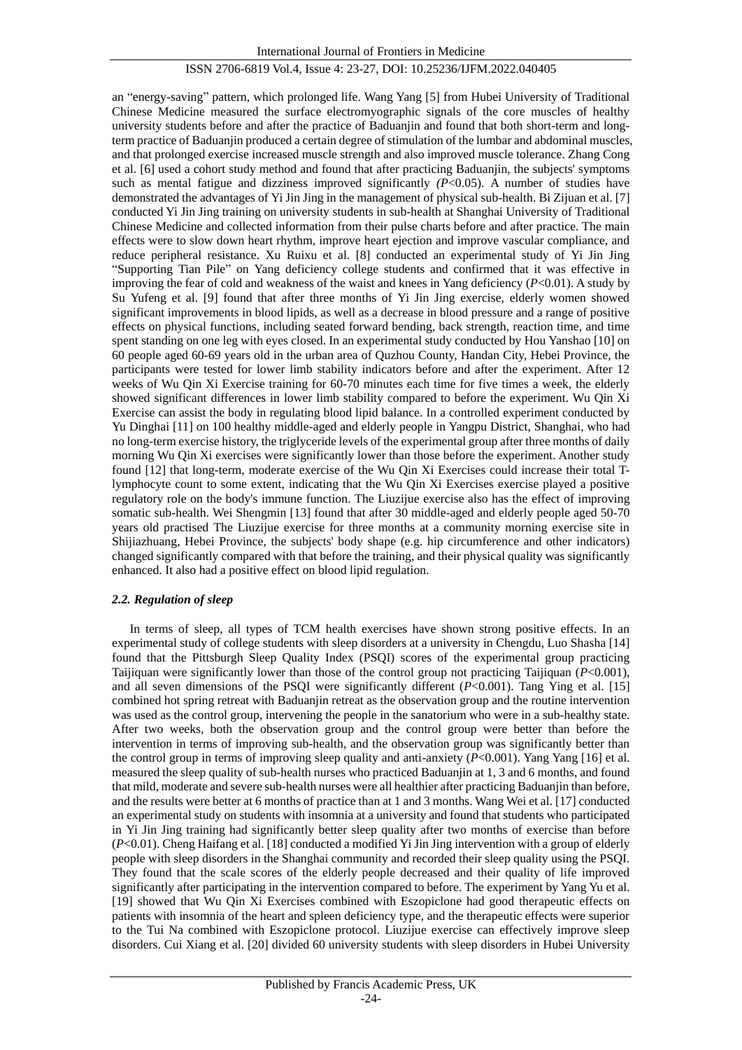an "energy-saving" pattern, which prolonged life. Wang Yang [5] from Hubei University of Traditional Chinese Medicine measured the surface electromyographic signals of the core muscles of healthy university students before and after the practice of Baduanjin and found that both short-term and long-term practice of Baduanjin produced a certain degree of stimulation of the lumbar and abdominal muscles, and that prolonged exercise increased muscle strength and also improved muscle tolerance. Zhang Cong et al. [6] used a cohort study method and found that after practicing Baduanjin, the subjects' symptoms such as mental fatigue and dizziness improved significantly *(P*<0.05). A number of studies have demonstrated the advantages of Yi Jin Jing in the management of physical sub-health. Bi Zijuan et al. [7] conducted Yi Jin Jing training on university students in sub-health at Shanghai University of Traditional Chinese Medicine and collected information from their pulse charts before and after practice. The main effects were to slow down heart rhythm, improve heart ejection and improve vascular compliance, and reduce peripheral resistance. Xu Ruixu et al. [8] conducted an experimental study of Yi Jin Jing "Supporting Tian Pile" on Yang deficiency college students and confirmed that it was effective in improving the fear of cold and weakness of the waist and knees in Yang deficiency (*P*<0.01). A study by Su Yufeng et al. [9] found that after three months of Yi Jin Jing exercise, elderly women showed significant improvements in blood lipids, as well as a decrease in blood pressure and a range of positive effects on physical functions, including seated forward bending, back strength, reaction time, and time spent standing on one leg with eyes closed. In an experimental study conducted by Hou Yanshao [10] on 60 people aged 60-69 years old in the urban area of Quzhou County, Handan City, Hebei Province, the participants were tested for lower limb stability indicators before and after the experiment. After 12 weeks of Wu Qin Xi Exercise training for 60-70 minutes each time for five times a week, the elderly showed significant differences in lower limb stability compared to before the experiment. Wu Qin Xi Exercise can assist the body in regulating blood lipid balance. In a controlled experiment conducted by Yu Dinghai [11] on 100 healthy middle-aged and elderly people in Yangpu District, Shanghai, who had no long-term exercise history, the triglyceride levels of the experimental group after three months of daily morning Wu Qin Xi exercises were significantly lower than those before the experiment. Another study found [12] that long-term, moderate exercise of the Wu Qin Xi Exercises could increase their total T-lymphocyte count to some extent, indicating that the Wu Qin Xi Exercises exercise played a positive regulatory role on the body's immune function. The Liuzijue exercise also has the effect of improving somatic sub-health. Wei Shengmin [13] found that after 30 middle-aged and elderly people aged 50-70 years old practised The Liuzijue exercise for three months at a community morning exercise site in Shijiazhuang, Hebei Province, the subjects' body shape (e.g. hip circumference and other indicators) changed significantly compared with that before the training, and their physical quality was significantly enhanced. It also had a positive effect on blood lipid regulation.

### *2.2. Regulation of sleep*

In terms of sleep, all types of TCM health exercises have shown strong positive effects. In an experimental study of college students with sleep disorders at a university in Chengdu, Luo Shasha [14] found that the Pittsburgh Sleep Quality Index (PSQI) scores of the experimental group practicing Taijiquan were significantly lower than those of the control group not practicing Taijiquan (*P*<0.001), and all seven dimensions of the PSQI were significantly different (*P*<0.001). Tang Ying et al. [15] combined hot spring retreat with Baduanjin retreat as the observation group and the routine intervention was used as the control group, intervening the people in the sanatorium who were in a sub-healthy state. After two weeks, both the observation group and the control group were better than before the intervention in terms of improving sub-health, and the observation group was significantly better than the control group in terms of improving sleep quality and anti-anxiety (*P*<0.001). Yang Yang [16] et al. measured the sleep quality of sub-health nurses who practiced Baduanjin at 1, 3 and 6 months, and found that mild, moderate and severe sub-health nurses were all healthier after practicing Baduanjin than before, and the results were better at 6 months of practice than at 1 and 3 months. Wang Wei et al. [17] conducted an experimental study on students with insomnia at a university and found that students who participated in Yi Jin Jing training had significantly better sleep quality after two months of exercise than before (*P*<0.01). Cheng Haifang et al. [18] conducted a modified Yi Jin Jing intervention with a group of elderly people with sleep disorders in the Shanghai community and recorded their sleep quality using the PSQI. They found that the scale scores of the elderly people decreased and their quality of life improved significantly after participating in the intervention compared to before. The experiment by Yang Yu et al. [19] showed that Wu Qin Xi Exercises combined with Eszopiclone had good therapeutic effects on patients with insomnia of the heart and spleen deficiency type, and the therapeutic effects were superior to the Tui Na combined with Eszopiclone protocol. Liuzijue exercise can effectively improve sleep disorders. Cui Xiang et al. [20] divided 60 university students with sleep disorders in Hubei University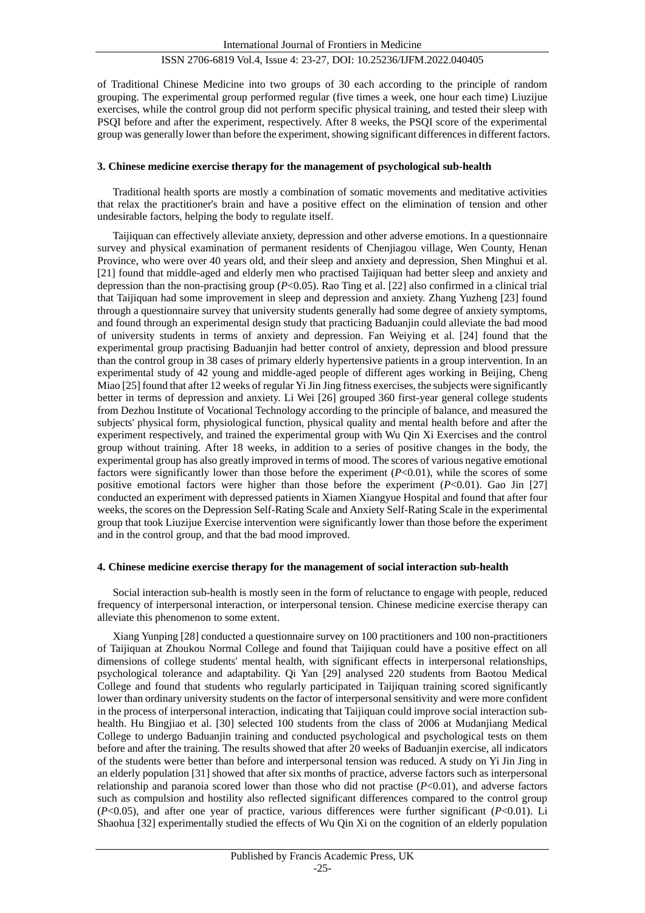of Traditional Chinese Medicine into two groups of 30 each according to the principle of random grouping. The experimental group performed regular (five times a week, one hour each time) Liuzijue exercises, while the control group did not perform specific physical training, and tested their sleep with PSQI before and after the experiment, respectively. After 8 weeks, the PSQI score of the experimental group was generally lower than before the experiment, showing significant differences in different factors.

## 3. Chinese medicine exercise therapy for the management of psychological sub-health

Traditional health sports are mostly a combination of somatic movements and meditative activities that relax the practitioner's brain and have a positive effect on the elimination of tension and other undesirable factors, helping the body to regulate itself.

Taijiquan can effectively alleviate anxiety, depression and other adverse emotions. In a questionnaire survey and physical examination of permanent residents of Chenjiagou village, Wen County, Henan Province, who were over 40 years old, and their sleep and anxiety and depression, Shen Minghui et al. [21] found that middle-aged and elderly men who practised Taijiquan had better sleep and anxiety and depression than the non-practising group ($P<0.05$). Rao Ting et al. [22] also confirmed in a clinical trial that Taijiquan had some improvement in sleep and depression and anxiety. Zhang Yuzheng [23] found through a questionnaire survey that university students generally had some degree of anxiety symptoms, and found through an experimental design study that practicing Baduanjin could alleviate the bad mood of university students in terms of anxiety and depression. Fan Weiying et al. [24] found that the experimental group practising Baduanjin had better control of anxiety, depression and blood pressure than the control group in 38 cases of primary elderly hypertensive patients in a group intervention. In an experimental study of 42 young and middle-aged people of different ages working in Beijing, Cheng Miao [25] found that after 12 weeks of regular Yi Jin Jing fitness exercises, the subjects were significantly better in terms of depression and anxiety. Li Wei [26] grouped 360 first-year general college students from Dezhou Institute of Vocational Technology according to the principle of balance, and measured the subjects' physical form, physiological function, physical quality and mental health before and after the experiment respectively, and trained the experimental group with Wu Qin Xi Exercises and the control group without training. After 18 weeks, in addition to a series of positive changes in the body, the experimental group has also greatly improved in terms of mood. The scores of various negative emotional factors were significantly lower than those before the experiment ($P<0.01$), while the scores of some positive emotional factors were higher than those before the experiment ($P<0.01$). Gao Jin [27] conducted an experiment with depressed patients in Xiamen Xiangyue Hospital and found that after four weeks, the scores on the Depression Self-Rating Scale and Anxiety Self-Rating Scale in the experimental group that took Liuzijue Exercise intervention were significantly lower than those before the experiment and in the control group, and that the bad mood improved.

## 4. Chinese medicine exercise therapy for the management of social interaction sub-health

Social interaction sub-health is mostly seen in the form of reluctance to engage with people, reduced frequency of interpersonal interaction, or interpersonal tension. Chinese medicine exercise therapy can alleviate this phenomenon to some extent.

Xiang Yunping [28] conducted a questionnaire survey on 100 practitioners and 100 non-practitioners of Taijiquan at Zhoukou Normal College and found that Taijiquan could have a positive effect on all dimensions of college students' mental health, with significant effects in interpersonal relationships, psychological tolerance and adaptability. Qi Yan [29] analysed 220 students from Baotou Medical College and found that students who regularly participated in Taijiquan training scored significantly lower than ordinary university students on the factor of interpersonal sensitivity and were more confident in the process of interpersonal interaction, indicating that Taijiquan could improve social interaction sub-health. Hu Bingjiao et al. [30] selected 100 students from the class of 2006 at Mudanjiang Medical College to undergo Baduanjin training and conducted psychological and psychological tests on them before and after the training. The results showed that after 20 weeks of Baduanjin exercise, all indicators of the students were better than before and interpersonal tension was reduced. A study on Yi Jin Jing in an elderly population [31] showed that after six months of practice, adverse factors such as interpersonal relationship and paranoia scored lower than those who did not practise ($P<0.01$), and adverse factors such as compulsion and hostility also reflected significant differences compared to the control group ($P<0.05$), and after one year of practice, various differences were further significant ($P<0.01$). Li Shaohua [32] experimentally studied the effects of Wu Qin Xi on the cognition of an elderly population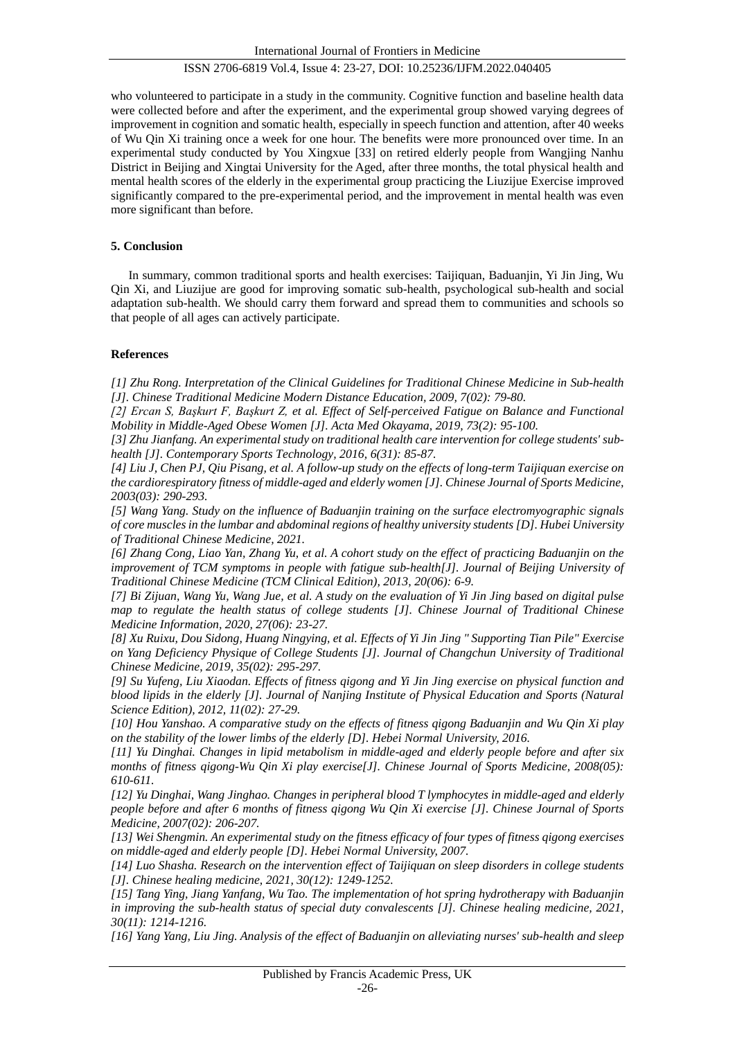who volunteered to participate in a study in the community. Cognitive function and baseline health data were collected before and after the experiment, and the experimental group showed varying degrees of improvement in cognition and somatic health, especially in speech function and attention, after 40 weeks of Wu Qin Xi training once a week for one hour. The benefits were more pronounced over time. In an experimental study conducted by You Xingxue [33] on retired elderly people from Wangjing Nanhu District in Beijing and Xingtai University for the Aged, after three months, the total physical health and mental health scores of the elderly in the experimental group practicing the Liuzijue Exercise improved significantly compared to the pre-experimental period, and the improvement in mental health was even more significant than before.

## 5. Conclusion

In summary, common traditional sports and health exercises: Taijiquan, Baduanjin, Yi Jin Jing, Wu Qin Xi, and Liuzijue are good for improving somatic sub-health, psychological sub-health and social adaptation sub-health. We should carry them forward and spread them to communities and schools so that people of all ages can actively participate.

## References

*[1] Zhu Rong. Interpretation of the Clinical Guidelines for Traditional Chinese Medicine in Sub-health [J]. Chinese Traditional Medicine Modern Distance Education, 2009, 7(02): 79-80.*

*[2] Ercan S, Başkurt F, Başkurt Z, et al. Effect of Self-perceived Fatigue on Balance and Functional Mobility in Middle-Aged Obese Women [J]. Acta Med Okayama, 2019, 73(2): 95-100.*

*[3] Zhu Jianfang. An experimental study on traditional health care intervention for college students' sub-health [J]. Contemporary Sports Technology, 2016, 6(31): 85-87.*

*[4] Liu J, Chen PJ, Qiu Pisang, et al. A follow-up study on the effects of long-term Taijiquan exercise on the cardiorespiratory fitness of middle-aged and elderly women [J]. Chinese Journal of Sports Medicine, 2003(03): 290-293.*

*[5] Wang Yang. Study on the influence of Baduanjin training on the surface electromyographic signals of core muscles in the lumbar and abdominal regions of healthy university students [D]. Hubei University of Traditional Chinese Medicine, 2021.*

*[6] Zhang Cong, Liao Yan, Zhang Yu, et al. A cohort study on the effect of practicing Baduanjin on the improvement of TCM symptoms in people with fatigue sub-health[J]. Journal of Beijing University of Traditional Chinese Medicine (TCM Clinical Edition), 2013, 20(06): 6-9.*

*[7] Bi Zijuan, Wang Yu, Wang Jue, et al. A study on the evaluation of Yi Jin Jing based on digital pulse map to regulate the health status of college students [J]. Chinese Journal of Traditional Chinese Medicine Information, 2020, 27(06): 23-27.*

*[8] Xu Ruixu, Dou Sidong, Huang Ningying, et al. Effects of Yi Jin Jing " Supporting Tian Pile" Exercise on Yang Deficiency Physique of College Students [J]. Journal of Changchun University of Traditional Chinese Medicine, 2019, 35(02): 295-297.*

*[9] Su Yufeng, Liu Xiaodan. Effects of fitness qigong and Yi Jin Jing exercise on physical function and blood lipids in the elderly [J]. Journal of Nanjing Institute of Physical Education and Sports (Natural Science Edition), 2012, 11(02): 27-29.*

*[10] Hou Yanshao. A comparative study on the effects of fitness qigong Baduanjin and Wu Qin Xi play on the stability of the lower limbs of the elderly [D]. Hebei Normal University, 2016.*

*[11] Yu Dinghai. Changes in lipid metabolism in middle-aged and elderly people before and after six months of fitness qigong-Wu Qin Xi play exercise[J]. Chinese Journal of Sports Medicine, 2008(05): 610-611.*

*[12] Yu Dinghai, Wang Jinghao. Changes in peripheral blood T lymphocytes in middle-aged and elderly people before and after 6 months of fitness qigong Wu Qin Xi exercise [J]. Chinese Journal of Sports Medicine, 2007(02): 206-207.*

*[13] Wei Shengmin. An experimental study on the fitness efficacy of four types of fitness qigong exercises on middle-aged and elderly people [D]. Hebei Normal University, 2007.*

*[14] Luo Shasha. Research on the intervention effect of Taijiquan on sleep disorders in college students [J]. Chinese healing medicine, 2021, 30(12): 1249-1252.*

*[15] Tang Ying, Jiang Yanfang, Wu Tao. The implementation of hot spring hydrotherapy with Baduanjin in improving the sub-health status of special duty convalescents [J]. Chinese healing medicine, 2021, 30(11): 1214-1216.*

*[16] Yang Yang, Liu Jing. Analysis of the effect of Baduanjin on alleviating nurses' sub-health and sleep*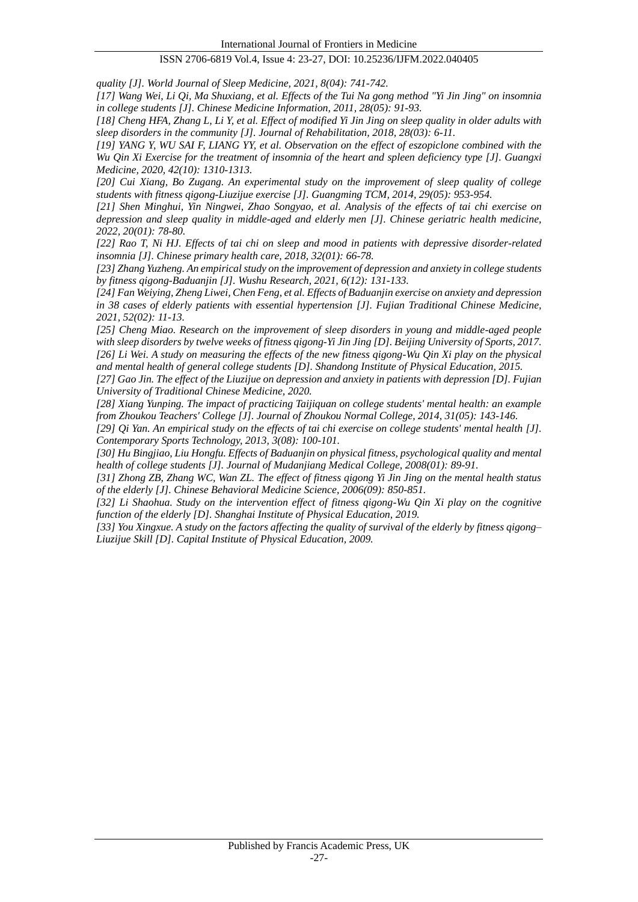*quality [J]. World Journal of Sleep Medicine, 2021, 8(04): 741-742.*

*[17] Wang Wei, Li Qi, Ma Shuxiang, et al. Effects of the Tui Na gong method "Yi Jin Jing" on insomnia in college students [J]. Chinese Medicine Information, 2011, 28(05): 91-93.*

*[18] Cheng HFA, Zhang L, Li Y, et al. Effect of modified Yi Jin Jing on sleep quality in older adults with sleep disorders in the community [J]. Journal of Rehabilitation, 2018, 28(03): 6-11.*

*[19] YANG Y, WU SAI F, LIANG YY, et al. Observation on the effect of eszopiclone combined with the Wu Qin Xi Exercise for the treatment of insomnia of the heart and spleen deficiency type [J]. Guangxi Medicine, 2020, 42(10): 1310-1313.*

*[20] Cui Xiang, Bo Zugang. An experimental study on the improvement of sleep quality of college students with fitness qigong-Liuzijue exercise [J]. Guangming TCM, 2014, 29(05): 953-954.*

*[21] Shen Minghui, Yin Ningwei, Zhao Songyao, et al. Analysis of the effects of tai chi exercise on depression and sleep quality in middle-aged and elderly men [J]. Chinese geriatric health medicine, 2022, 20(01): 78-80.*

*[22] Rao T, Ni HJ. Effects of tai chi on sleep and mood in patients with depressive disorder-related insomnia [J]. Chinese primary health care, 2018, 32(01): 66-78.*

*[23] Zhang Yuzheng. An empirical study on the improvement of depression and anxiety in college students by fitness qigong-Baduanjin [J]. Wushu Research, 2021, 6(12): 131-133.*

*[24] Fan Weiying, Zheng Liwei, Chen Feng, et al. Effects of Baduanjin exercise on anxiety and depression in 38 cases of elderly patients with essential hypertension [J]. Fujian Traditional Chinese Medicine, 2021, 52(02): 11-13.*

*[25] Cheng Miao. Research on the improvement of sleep disorders in young and middle-aged people with sleep disorders by twelve weeks of fitness qigong-Yi Jin Jing [D]. Beijing University of Sports, 2017.*

*[26] Li Wei. A study on measuring the effects of the new fitness qigong-Wu Qin Xi play on the physical and mental health of general college students [D]. Shandong Institute of Physical Education, 2015.*

*[27] Gao Jin. The effect of the Liuzijue on depression and anxiety in patients with depression [D]. Fujian University of Traditional Chinese Medicine, 2020.*

*[28] Xiang Yunping. The impact of practicing Taijiquan on college students' mental health: an example from Zhoukou Teachers' College [J]. Journal of Zhoukou Normal College, 2014, 31(05): 143-146.*

*[29] Qi Yan. An empirical study on the effects of tai chi exercise on college students' mental health [J]. Contemporary Sports Technology, 2013, 3(08): 100-101.*

*[30] Hu Bingjiao, Liu Hongfu. Effects of Baduanjin on physical fitness, psychological quality and mental health of college students [J]. Journal of Mudanjiang Medical College, 2008(01): 89-91.*

*[31] Zhong ZB, Zhang WC, Wan ZL. The effect of fitness qigong Yi Jin Jing on the mental health status of the elderly [J]. Chinese Behavioral Medicine Science, 2006(09): 850-851.*

*[32] Li Shaohua. Study on the intervention effect of fitness qigong-Wu Qin Xi play on the cognitive function of the elderly [D]. Shanghai Institute of Physical Education, 2019.*

*[33] You Xingxue. A study on the factors affecting the quality of survival of the elderly by fitness qigong–Liuzijue Skill [D]. Capital Institute of Physical Education, 2009.*